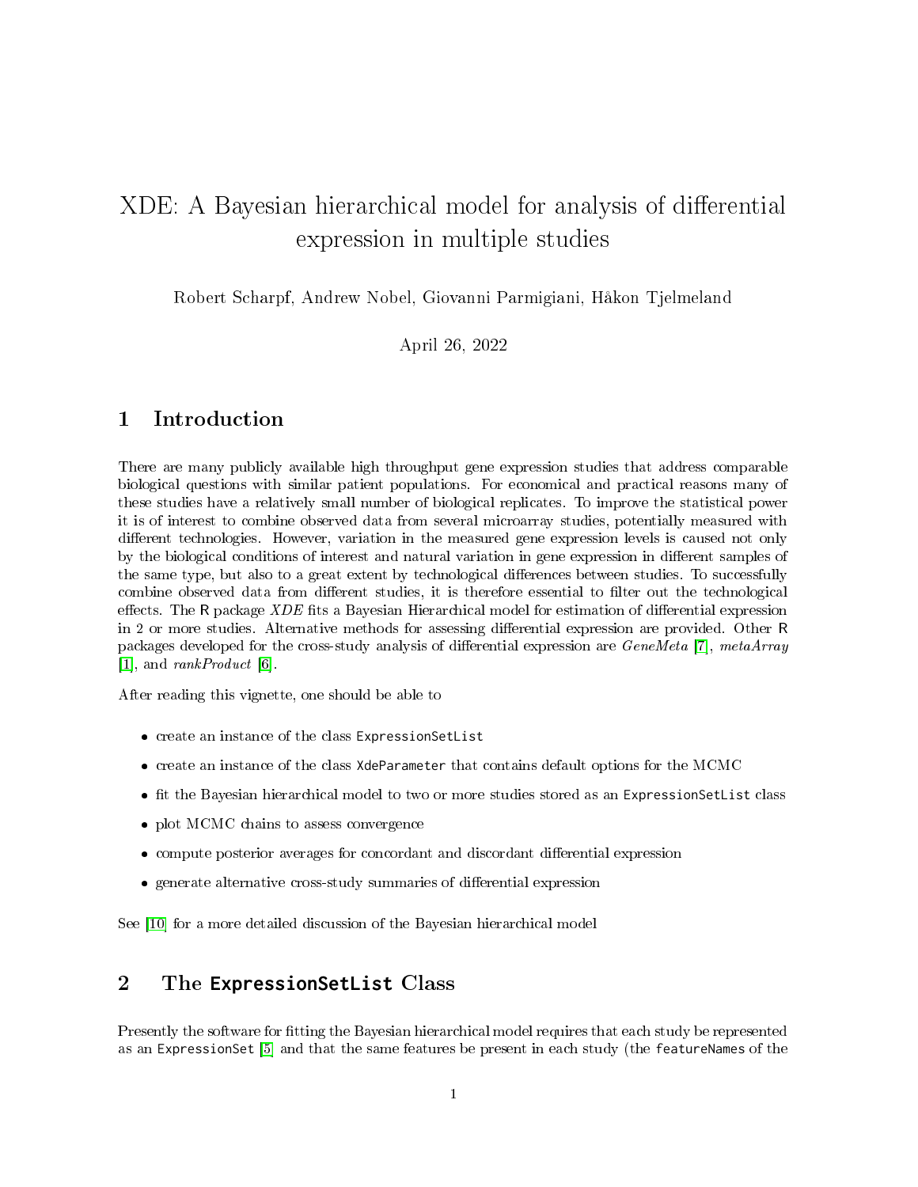# XDE: A Bayesian hierarchical model for analysis of differential expression in multiple studies

Robert Scharpf, Andrew Nobel, Giovanni Parmigiani, Håkon Tjelmeland

April 26, 2022

## 1 Introduction

There are many publicly available high throughput gene expression studies that address comparable biological questions with similar patient populations. For economical and practical reasons many of these studies have a relatively small number of biological replicates. To improve the statistical power it is of interest to combine observed data from several microarray studies, potentially measured with different technologies. However, variation in the measured gene expression levels is caused not only by the biological conditions of interest and natural variation in gene expression in different samples of the same type, but also to a great extent by technological differences between studies. To successfully combine observed data from different studies, it is therefore essential to filter out the technological effects. The R package *XDE* fits a Bayesian Hierarchical model for estimation of differential expression in 2 or more studies. Alternative methods for assessing differential expression are provided. Other R packages developed for the cross-study analysis of differential expression are *GeneMeta* [7], *metaArray* [1], and *rankProduct* [6].

After reading this vignette, one should be able to

- create an instance of the class `ExpressionSetList`
- create an instance of the class `XdeParameter` that contains default options for the MCMC
- fit the Bayesian hierarchical model to two or more studies stored as an `ExpressionSetList` class
- plot MCMC chains to assess convergence
- compute posterior averages for concordant and discordant differential expression
- generate alternative cross-study summaries of differential expression

See [10] for a more detailed discussion of the Bayesian hierarchical model

## 2 The `ExpressionSetList` Class

Presently the software for fitting the Bayesian hierarchical model requires that each study be represented as an `ExpressionSet` [5] and that the same features be present in each study (the `featureNames` of the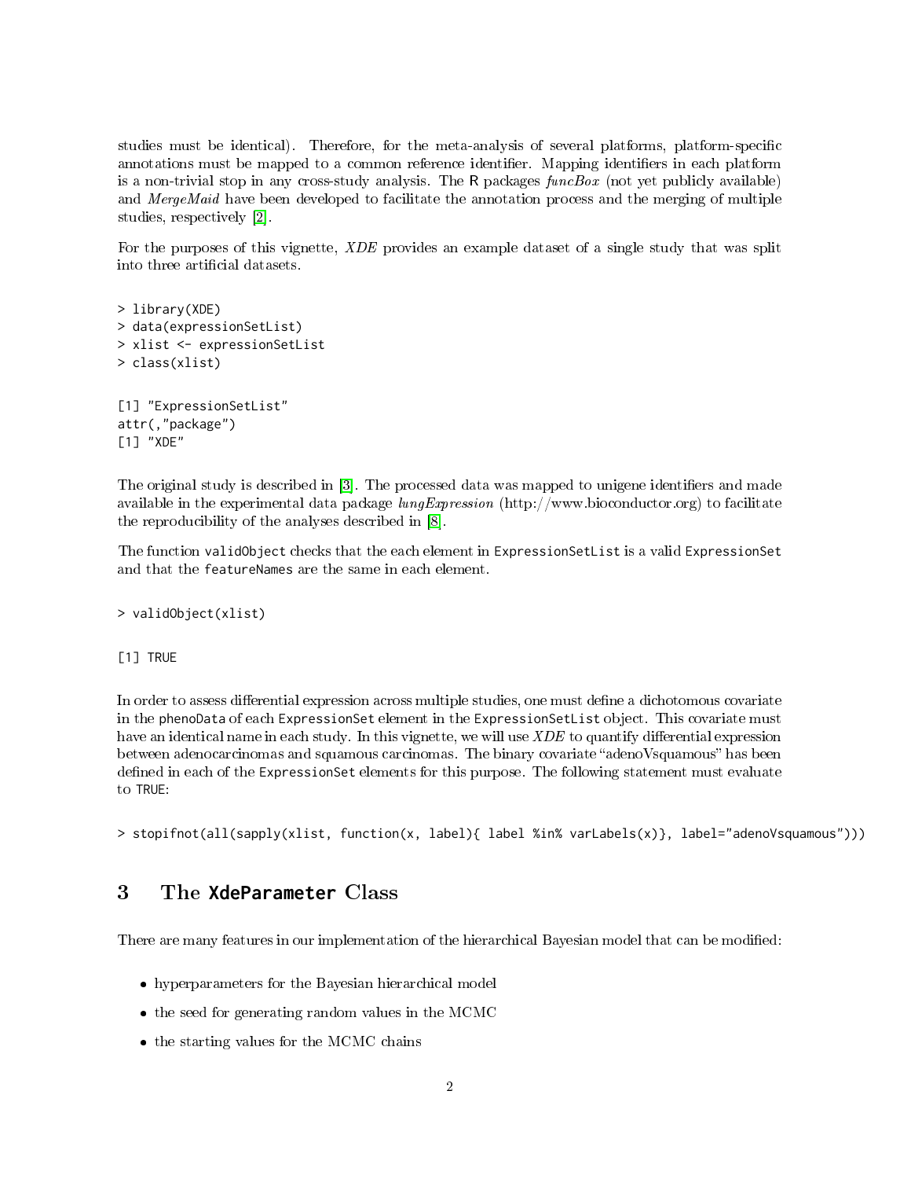studies must be identical). Therefore, for the meta-analysis of several platforms, platform-specific annotations must be mapped to a common reference identifier. Mapping identifiers in each platform is a non-trivial stop in any cross-study analysis. The R packages *funcBox* (not yet publicly available) and *MergeMaid* have been developed to facilitate the annotation process and the merging of multiple studies, respectively [2].

For the purposes of this vignette, *XDE* provides an example dataset of a single study that was split into three artificial datasets.

```
> library(XDE)
> data(expressionSetList)
> xlist <- expressionSetList
> class(xlist)
```

```
[1] "ExpressionSetList"
attr(,"package")
[1] "XDE"
```

The original study is described in [3]. The processed data was mapped to unigene identifiers and made available in the experimental data package *lungExpression* (http://www.bioconductor.org) to facilitate the reproducibility of the analyses described in [8].

The function `validObject` checks that the each element in `ExpressionSetList` is a valid `ExpressionSet` and that the `featureNames` are the same in each element.

```
> validObject(xlist)
```

```
[1] TRUE
```

In order to assess differential expression across multiple studies, one must define a dichotomous covariate in the `phenoData` of each `ExpressionSet` element in the `ExpressionSetList` object. This covariate must have an identical name in each study. In this vignette, we will use *XDE* to quantify differential expression between adenocarcinomas and squamous carcinomas. The binary covariate "adenoVsquamous" has been defined in each of the `ExpressionSet` elements for this purpose. The following statement must evaluate to `TRUE`:

```
> stopifnot(all(sapply(xlist, function(x, label){ label %in% varLabels(x)}, label="adenoVsquamous")))
```

## 3 The XdeParameter Class

There are many features in our implementation of the hierarchical Bayesian model that can be modified:

- hyperparameters for the Bayesian hierarchical model
- the seed for generating random values in the MCMC
- the starting values for the MCMC chains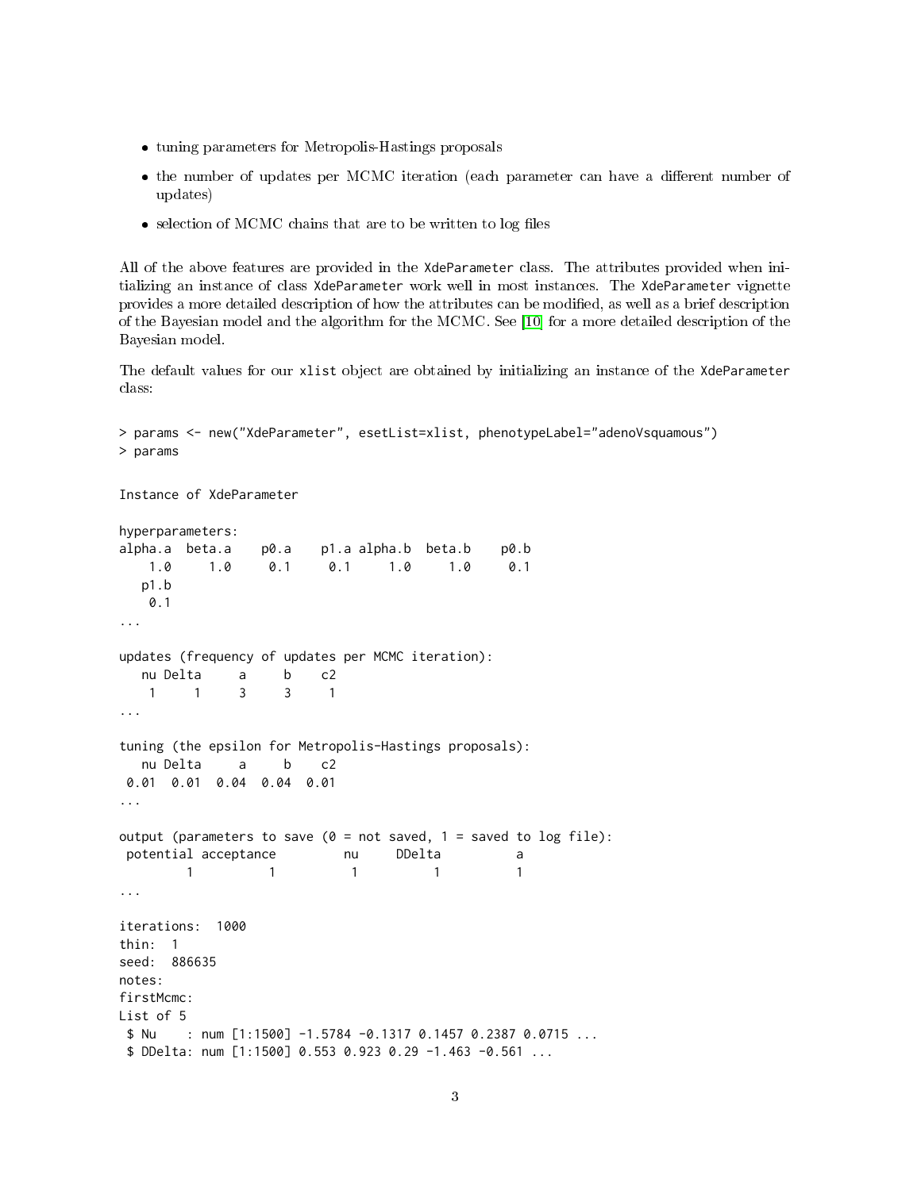- tuning parameters for Metropolis-Hastings proposals
- the number of updates per MCMC iteration (each parameter can have a different number of updates)
- selection of MCMC chains that are to be written to log files

All of the above features are provided in the XdeParameter class. The attributes provided when initializing an instance of class XdeParameter work well in most instances. The XdeParameter vignette provides a more detailed description of how the attributes can be modified, as well as a brief description of the Bayesian model and the algorithm for the MCMC. See [10] for a more detailed description of the Bayesian model.

The default values for our xlist object are obtained by initializing an instance of the XdeParameter class:

```
> params <- new("XdeParameter", esetList=xlist, phenotypeLabel="adenoVsquamous")
> params

Instance of XdeParameter

hyperparameters:
alpha.a  beta.a    p0.a    p1.a alpha.b  beta.b    p0.b
    1.0     1.0     0.1     0.1     1.0     1.0     0.1
   p1.b
    0.1
...

updates (frequency of updates per MCMC iteration):
   nu Delta     a     b    c2
    1     1     3     3     1
...

tuning (the epsilon for Metropolis-Hastings proposals):
   nu Delta     a     b    c2
 0.01  0.01  0.04  0.04  0.01
...

output (parameters to save (0 = not saved, 1 = saved to log file):
 potential acceptance         nu     DDelta          a
         1          1          1          1          1
...

iterations:  1000
thin:  1
seed:  886635
notes:
firstMcmc:
List of 5
 $ Nu    : num [1:1500] -1.5784 -0.1317 0.1457 0.2387 0.0715 ...
 $ DDelta: num [1:1500] 0.553 0.923 0.29 -1.463 -0.561 ...
```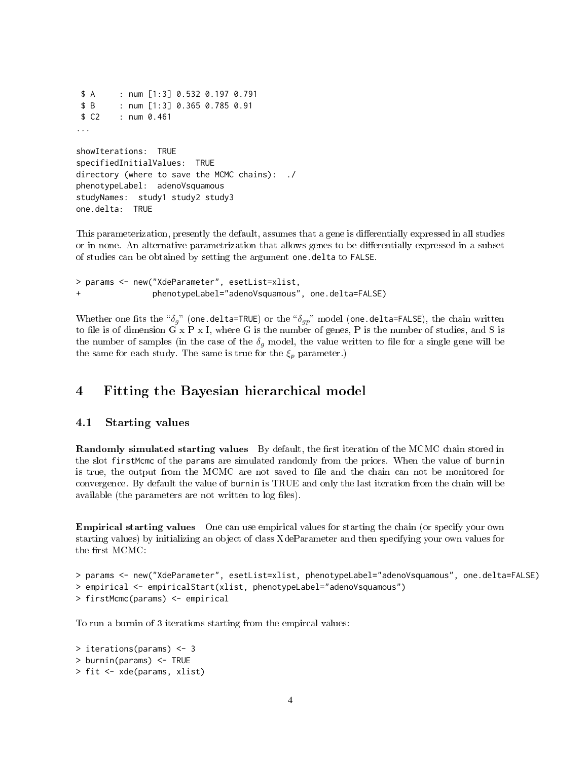```
 $ A     : num [1:3] 0.532 0.197 0.791
 $ B     : num [1:3] 0.365 0.785 0.91
 $ C2    : num 0.461
...

showIterations:  TRUE
specifiedInitialValues:  TRUE
directory (where to save the MCMC chains):  ./
phenotypeLabel:  adenoVsquamous
studyNames:  study1 study2 study3
one.delta:  TRUE
```

This parameterization, presently the default, assumes that a gene is differentially expressed in all studies or in none. An alternative parametrization that allows genes to be differentially expressed in a subset of studies can be obtained by setting the argument `one.delta` to `FALSE`.

```
> params <- new("XdeParameter", esetList=xlist,
+               phenotypeLabel="adenoVsquamous", one.delta=FALSE)
```

Whether one fits the "$\delta_g$" (`one.delta=TRUE`) or the "$\delta_{gp}$" model (`one.delta=FALSE`), the chain written to file is of dimension G x P x I, where G is the number of genes, P is the number of studies, and S is the number of samples (in the case of the $\delta_g$ model, the value written to file for a single gene will be the same for each study. The same is true for the $\xi_p$ parameter.)

# 4 Fitting the Bayesian hierarchical model

## 4.1 Starting values

**Randomly simulated starting values** By default, the first iteration of the MCMC chain stored in the slot `firstMcmc` of the `params` are simulated randomly from the priors. When the value of `burnin` is true, the output from the MCMC are not saved to file and the chain can not be monitored for convergence. By default the value of `burnin` is TRUE and only the last iteration from the chain will be available (the parameters are not written to log files).

**Empirical starting values** One can use empirical values for starting the chain (or specify your own starting values) by initializing an object of class XdeParameter and then specifying your own values for the first MCMC:

```
> params <- new("XdeParameter", esetList=xlist, phenotypeLabel="adenoVsquamous", one.delta=FALSE)
> empirical <- empiricalStart(xlist, phenotypeLabel="adenoVsquamous")
> firstMcmc(params) <- empirical
```

To run a burnin of 3 iterations starting from the empircal values:

```
> iterations(params) <- 3
> burnin(params) <- TRUE
> fit <- xde(params, xlist)
```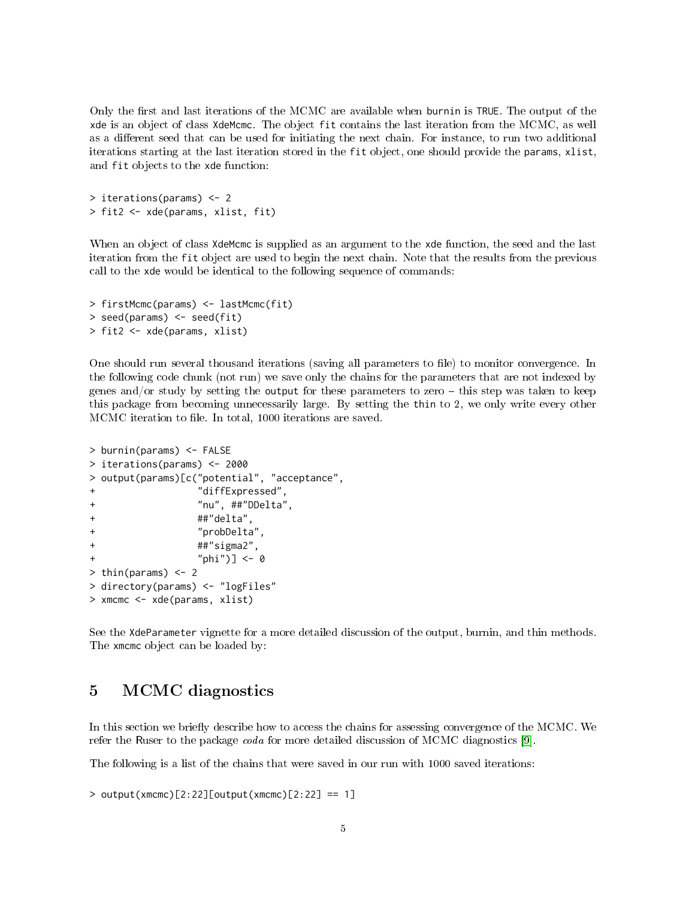Only the first and last iterations of the MCMC are available when `burnin` is `TRUE`. The output of the `xde` is an object of class `XdeMcmc`. The object `fit` contains the last iteration from the MCMC, as well as a different seed that can be used for initiating the next chain. For instance, to run two additional iterations starting at the last iteration stored in the `fit` object, one should provide the `params`, `xlist`, and `fit` objects to the `xde` function:

```
> iterations(params) <- 2
> fit2 <- xde(params, xlist, fit)
```

When an object of class `XdeMcmc` is supplied as an argument to the `xde` function, the seed and the last iteration from the `fit` object are used to begin the next chain. Note that the results from the previous call to the `xde` would be identical to the following sequence of commands:

```
> firstMcmc(params) <- lastMcmc(fit)
> seed(params) <- seed(fit)
> fit2 <- xde(params, xlist)
```

One should run several thousand iterations (saving all parameters to file) to monitor convergence. In the following code chunk (not run) we save only the chains for the parameters that are not indexed by genes and/or study by setting the `output` for these parameters to zero – this step was taken to keep this package from becoming unnecessarily large. By setting the `thin` to 2, we only write every other MCMC iteration to file. In total, 1000 iterations are saved.

```
> burnin(params) <- FALSE
> iterations(params) <- 2000
> output(params)[c("potential", "acceptance",
+                  "diffExpressed",
+                  "nu", ##"DDelta",
+                  ##"delta",
+                  "probDelta",
+                  ##"sigma2",
+                  "phi")] <- 0
> thin(params) <- 2
> directory(params) <- "logFiles"
> xmcmc <- xde(params, xlist)
```

See the `XdeParameter` vignette for a more detailed discussion of the output, burnin, and thin methods. The `xmcmc` object can be loaded by:

# 5 MCMC diagnostics

In this section we briefly describe how to access the chains for assessing convergence of the MCMC. We refer the Ruser to the package *coda* for more detailed discussion of MCMC diagnostics [9].

The following is a list of the chains that were saved in our run with 1000 saved iterations:

```
> output(xmcmc)[2:22][output(xmcmc)[2:22] == 1]
```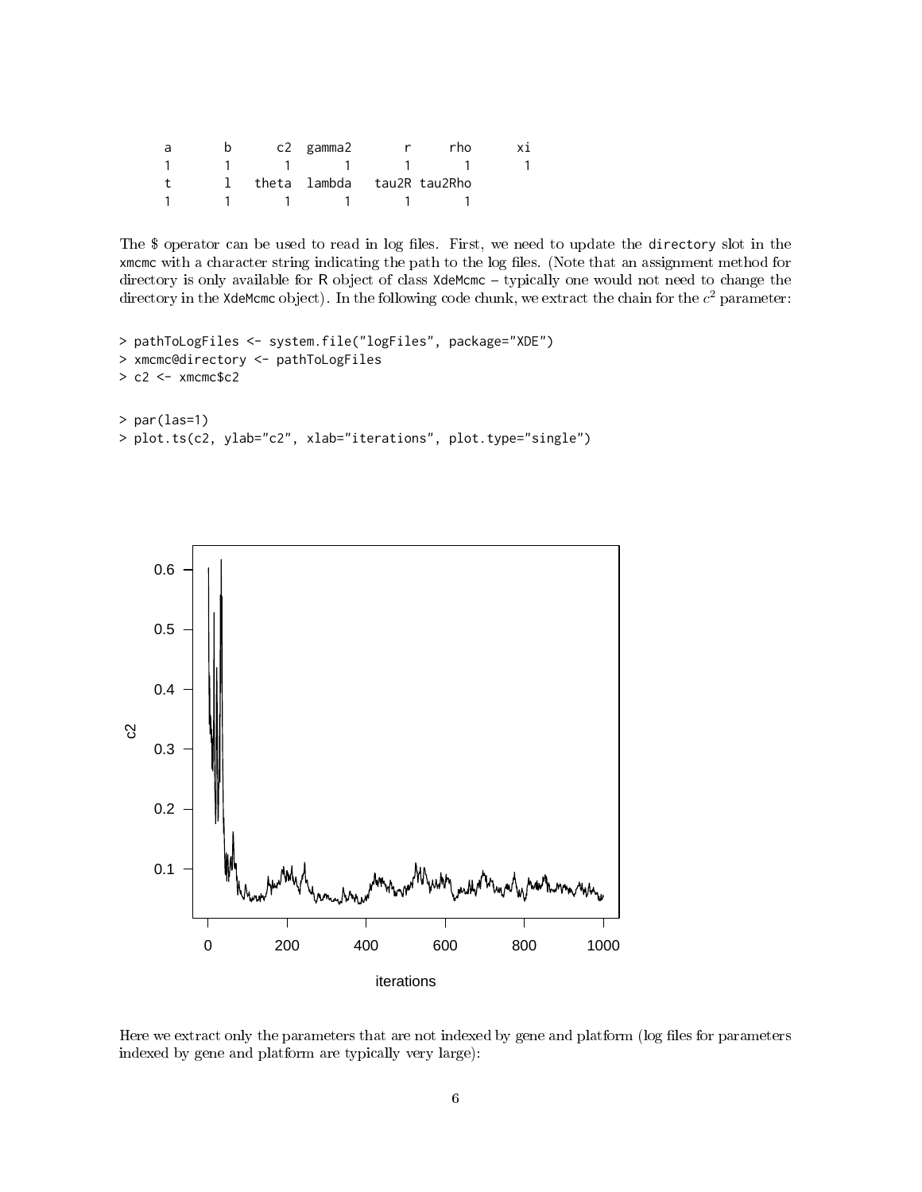```
   a       b      c2  gamma2       r     rho      xi
   1       1       1       1       1       1       1
   t       l   theta  lambda   tau2R tau2Rho
   1       1       1       1       1       1
```

The $ operator can be used to read in log files. First, we need to update the directory slot in the xmcmc with a character string indicating the path to the log files. (Note that an assignment method for directory is only available for R object of class XdeMcmc – typically one would not need to change the directory in the XdeMcmc object). In the following code chunk, we extract the chain for the $c^2$ parameter:

```
> pathToLogFiles <- system.file("logFiles", package="XDE")
> xmcmc@directory <- pathToLogFiles
> c2 <- xmcmc$c2
```

```
> par(las=1)
> plot.ts(c2, ylab="c2", xlab="iterations", plot.type="single")
```

Here we extract only the parameters that are not indexed by gene and platform (log files for parameters indexed by gene and platform are typically very large):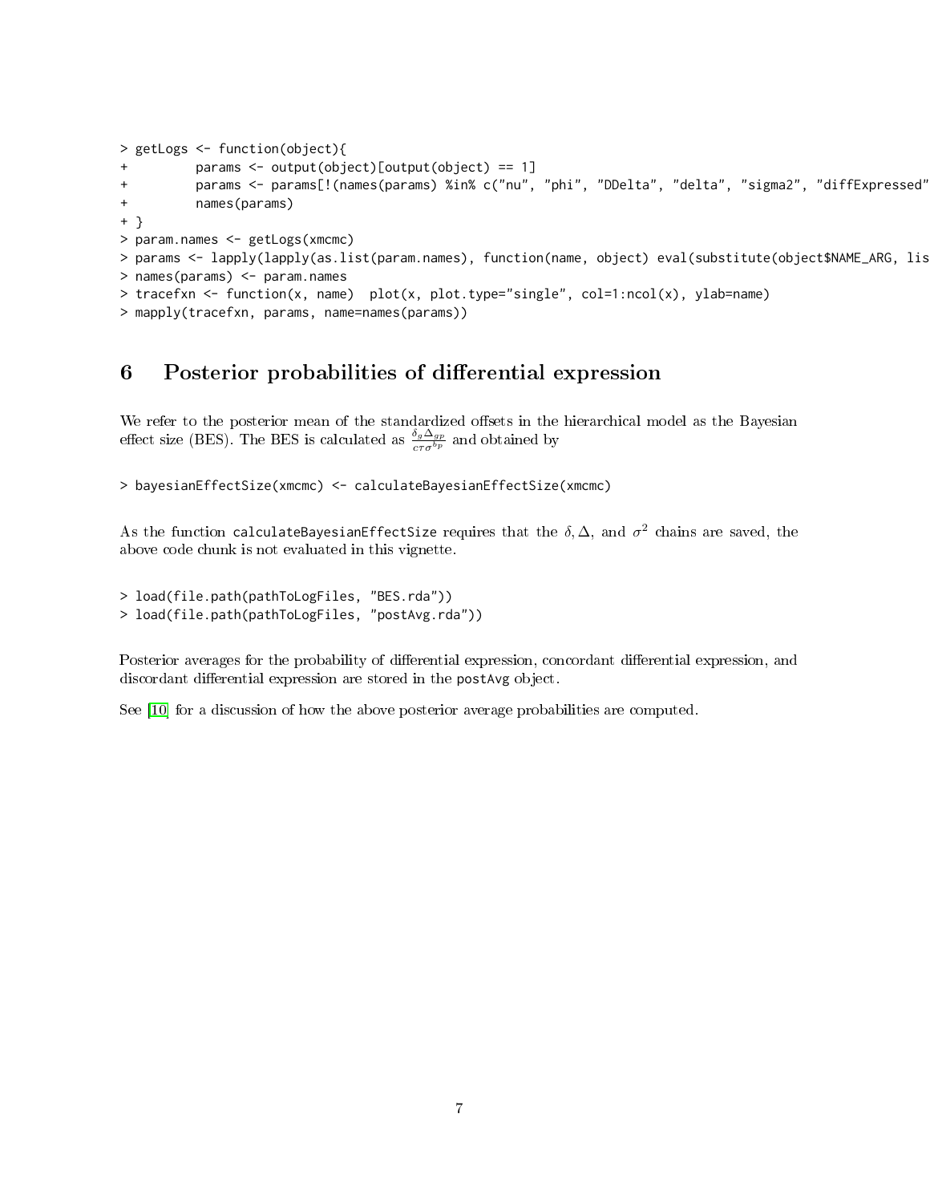```
> getLogs <- function(object){
+         params <- output(object)[output(object) == 1]
+         params <- params[!(names(params) %in% c("nu", "phi", "DDelta", "delta", "sigma2", "diffExpressed"
+         names(params)
+ }
> param.names <- getLogs(xmcmc)
> params <- lapply(lapply(as.list(param.names), function(name, object) eval(substitute(object$NAME_ARG, lis
> names(params) <- param.names
> tracefxn <- function(x, name)  plot(x, plot.type="single", col=1:ncol(x), ylab=name)
> mapply(tracefxn, params, name=names(params))
```

## 6 Posterior probabilities of differential expression

We refer to the posterior mean of the standardized offsets in the hierarchical model as the Bayesian effect size (BES). The BES is calculated as $\frac{\delta_g \Delta_{gp}}{c\tau\sigma^{b_p}}$ and obtained by

```
> bayesianEffectSize(xmcmc) <- calculateBayesianEffectSize(xmcmc)
```

As the function `calculateBayesianEffectSize` requires that the $\delta, \Delta$, and $\sigma^2$ chains are saved, the above code chunk is not evaluated in this vignette.

```
> load(file.path(pathToLogFiles, "BES.rda"))
> load(file.path(pathToLogFiles, "postAvg.rda"))
```

Posterior averages for the probability of differential expression, concordant differential expression, and discordant differential expression are stored in the `postAvg` object.

See [10] for a discussion of how the above posterior average probabilities are computed.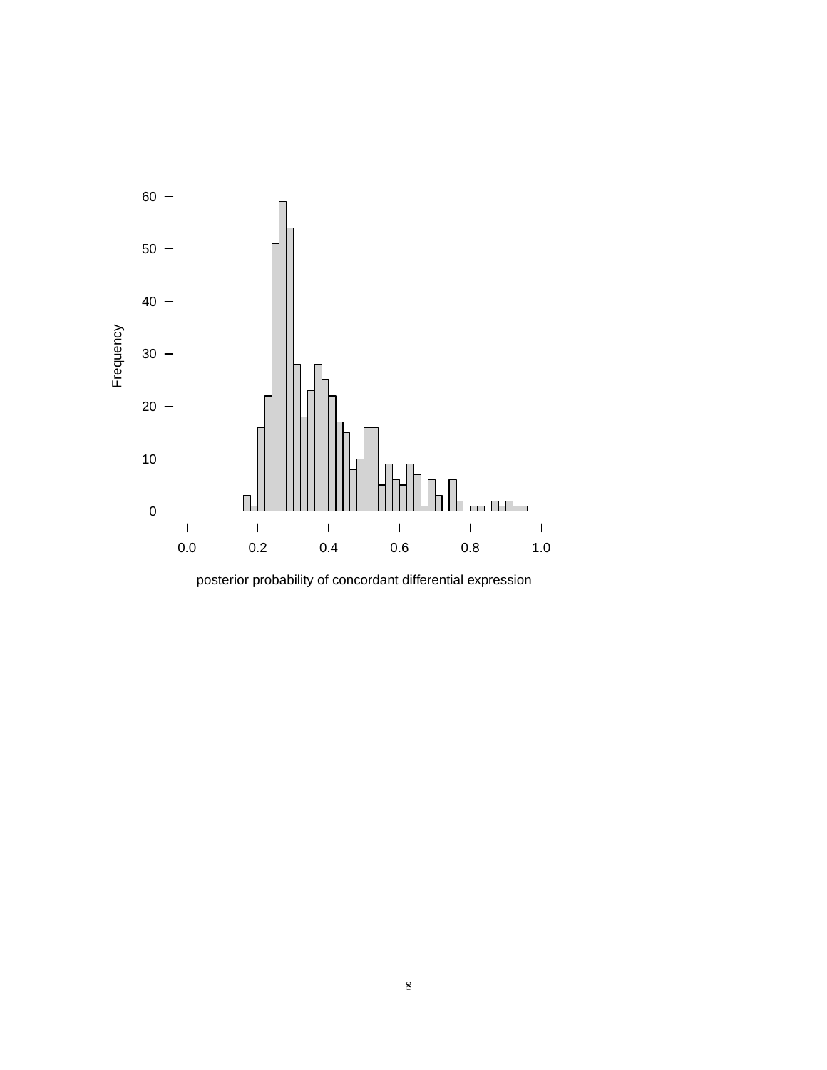Frequency

posterior probability of concordant differential expression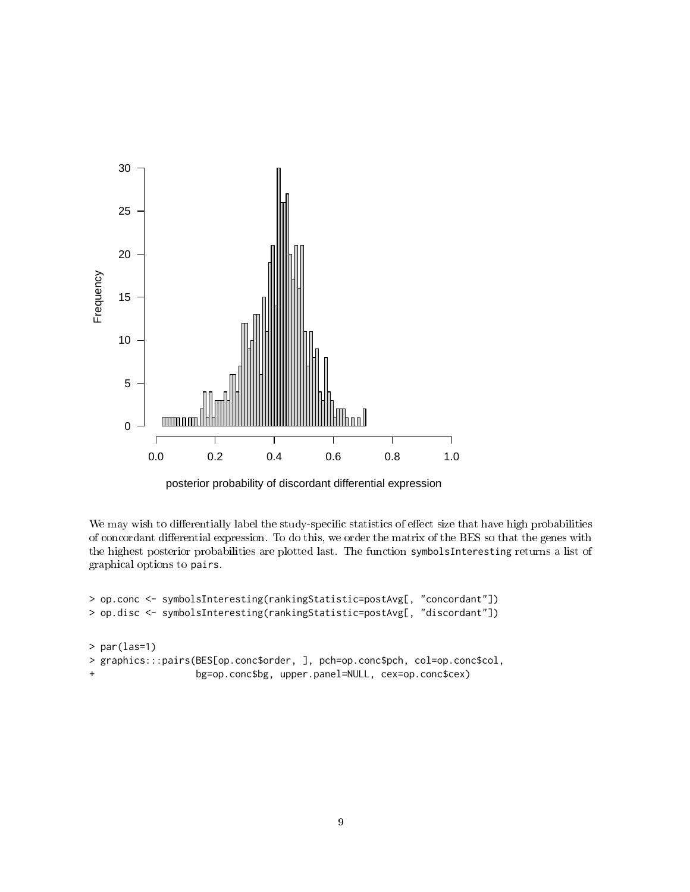We may wish to differentially label the study-specific statistics of effect size that have high probabilities of concordant differential expression. To do this, we order the matrix of the BES so that the genes with the highest posterior probabilities are plotted last. The function symbolsInteresting returns a list of graphical options to pairs.

```
> op.conc <- symbolsInteresting(rankingStatistic=postAvg[, "concordant"])
> op.disc <- symbolsInteresting(rankingStatistic=postAvg[, "discordant"])
```

```
> par(las=1)
> graphics:::pairs(BES[op.conc$order, ], pch=op.conc$pch, col=op.conc$col,
+                  bg=op.conc$bg, upper.panel=NULL, cex=op.conc$cex)
```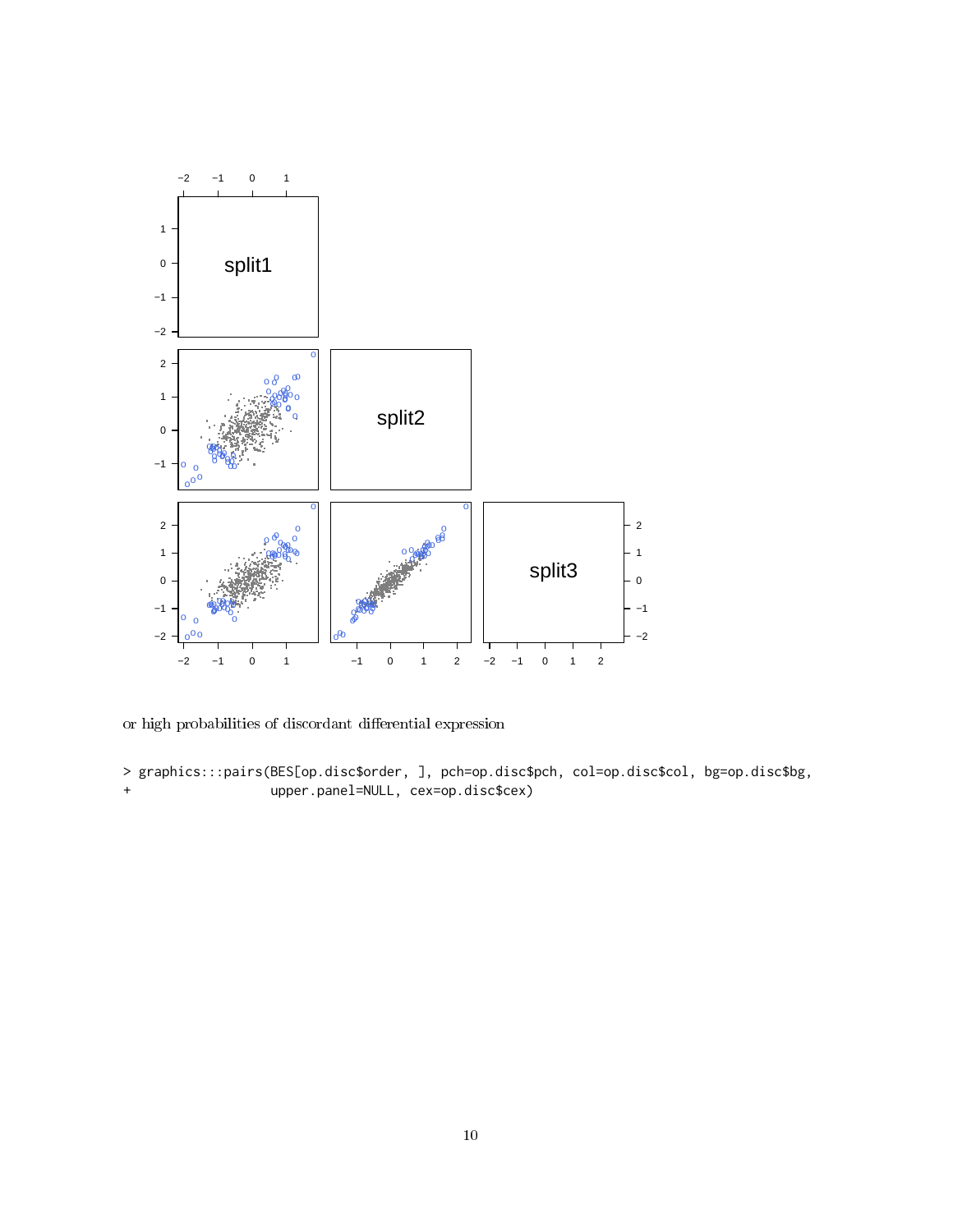or high probabilities of discordant differential expression

```
> graphics:::pairs(BES[op.disc$order, ], pch=op.disc$pch, col=op.disc$col, bg=op.disc$bg,
+                  upper.panel=NULL, cex=op.disc$cex)
```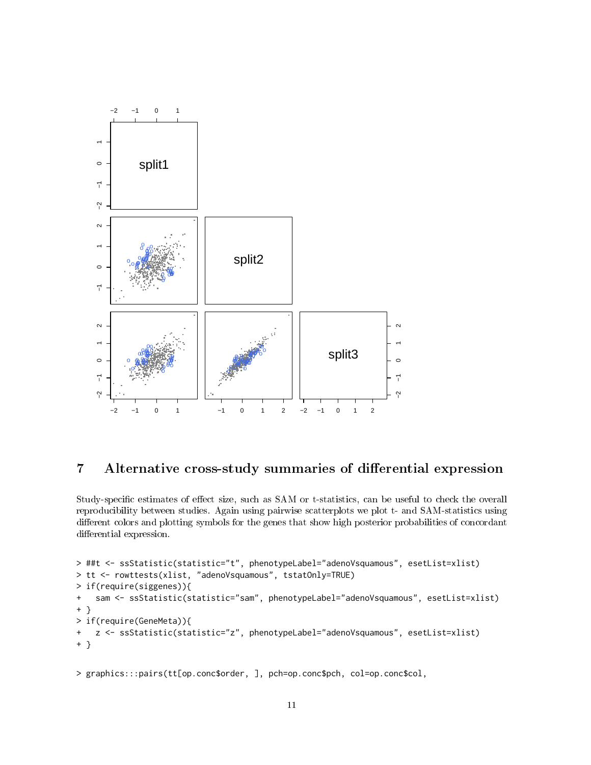## 7 Alternative cross-study summaries of differential expression

Study-specific estimates of effect size, such as SAM or t-statistics, can be useful to check the overall reproducibility between studies. Again using pairwise scatterplots we plot t- and SAM-statistics using different colors and plotting symbols for the genes that show high posterior probabilities of concordant differential expression.

```
> ##t <- ssStatistic(statistic="t", phenotypeLabel="adenoVsquamous", esetList=xlist)
> tt <- rowttests(xlist, "adenoVsquamous", tstatOnly=TRUE)
> if(require(siggenes)){
+   sam <- ssStatistic(statistic="sam", phenotypeLabel="adenoVsquamous", esetList=xlist)
+ }
> if(require(GeneMeta)){
+   z <- ssStatistic(statistic="z", phenotypeLabel="adenoVsquamous", esetList=xlist)
+ }
```

```
> graphics:::pairs(tt[op.conc$order, ], pch=op.conc$pch, col=op.conc$col,
```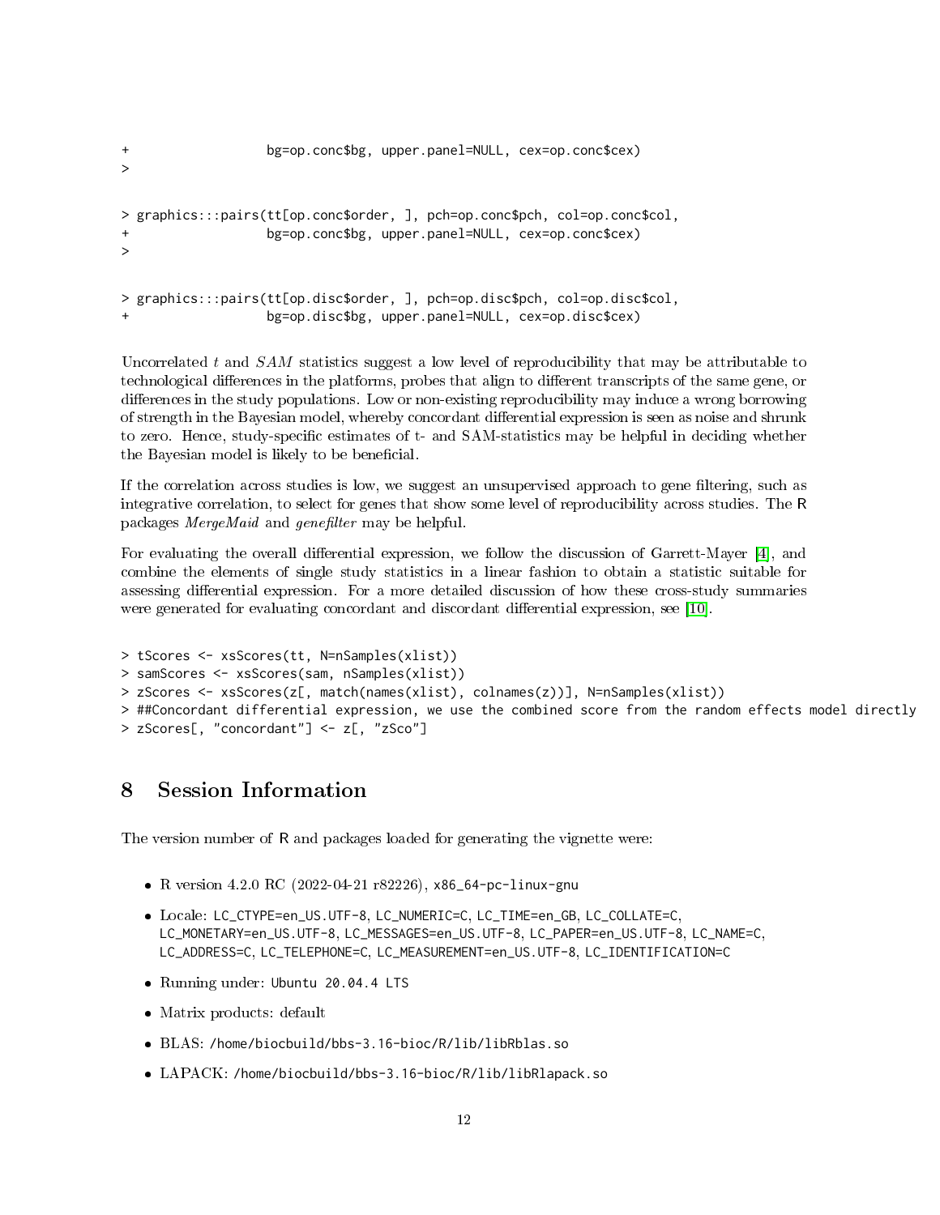```
+                   bg=op.conc$bg, upper.panel=NULL, cex=op.conc$cex)
>

> graphics:::pairs(tt[op.conc$order, ], pch=op.conc$pch, col=op.conc$col,
+                   bg=op.conc$bg, upper.panel=NULL, cex=op.conc$cex)
>

> graphics:::pairs(tt[op.disc$order, ], pch=op.disc$pch, col=op.disc$col,
+                   bg=op.disc$bg, upper.panel=NULL, cex=op.disc$cex)
```

Uncorrelated $t$ and $SAM$ statistics suggest a low level of reproducibility that may be attributable to technological differences in the platforms, probes that align to different transcripts of the same gene, or differences in the study populations. Low or non-existing reproducibility may induce a wrong borrowing of strength in the Bayesian model, whereby concordant differential expression is seen as noise and shrunk to zero. Hence, study-specific estimates of t- and SAM-statistics may be helpful in deciding whether the Bayesian model is likely to be beneficial.

If the correlation across studies is low, we suggest an unsupervised approach to gene filtering, such as integrative correlation, to select for genes that show some level of reproducibility across studies. The R packages *MergeMaid* and *genefilter* may be helpful.

For evaluating the overall differential expression, we follow the discussion of Garrett-Mayer [4], and combine the elements of single study statistics in a linear fashion to obtain a statistic suitable for assessing differential expression. For a more detailed discussion of how these cross-study summaries were generated for evaluating concordant and discordant differential expression, see [10].

```
> tScores <- xsScores(tt, N=nSamples(xlist))
> samScores <- xsScores(sam, nSamples(xlist))
> zScores <- xsScores(z[, match(names(xlist), colnames(z))], N=nSamples(xlist))
> ##Concordant differential expression, we use the combined score from the random effects model directly
> zScores[, "concordant"] <- z[, "zSco"]
```

# 8 Session Information

The version number of R and packages loaded for generating the vignette were:

- R version 4.2.0 RC (2022-04-21 r82226), x86_64-pc-linux-gnu
- Locale: LC_CTYPE=en_US.UTF-8, LC_NUMERIC=C, LC_TIME=en_GB, LC_COLLATE=C, LC_MONETARY=en_US.UTF-8, LC_MESSAGES=en_US.UTF-8, LC_PAPER=en_US.UTF-8, LC_NAME=C, LC_ADDRESS=C, LC_TELEPHONE=C, LC_MEASUREMENT=en_US.UTF-8, LC_IDENTIFICATION=C
- Running under: Ubuntu 20.04.4 LTS
- Matrix products: default
- BLAS: /home/biocbuild/bbs-3.16-bioc/R/lib/libRblas.so
- LAPACK: /home/biocbuild/bbs-3.16-bioc/R/lib/libRlapack.so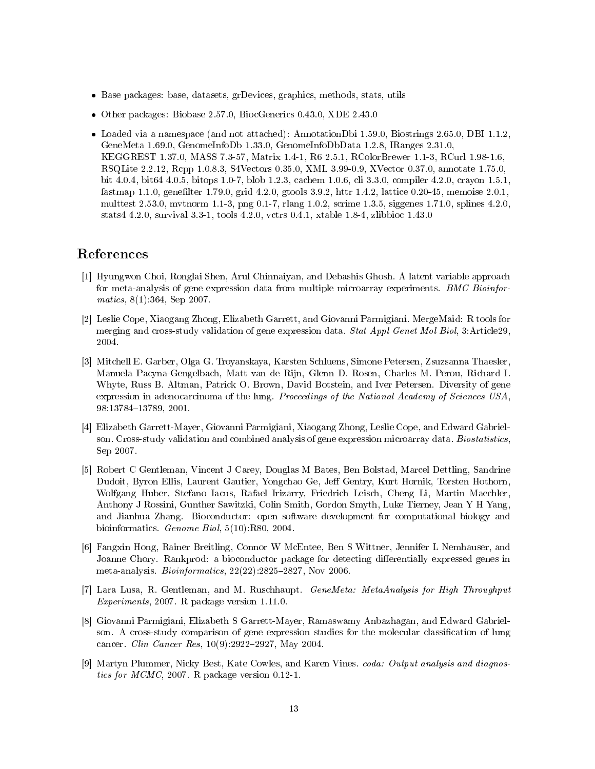- Base packages: base, datasets, grDevices, graphics, methods, stats, utils
- Other packages: Biobase 2.57.0, BiocGenerics 0.43.0, XDE 2.43.0
- Loaded via a namespace (and not attached): AnnotationDbi 1.59.0, Biostrings 2.65.0, DBI 1.1.2, GeneMeta 1.69.0, GenomeInfoDb 1.33.0, GenomeInfoDbData 1.2.8, IRanges 2.31.0, KEGGREST 1.37.0, MASS 7.3-57, Matrix 1.4-1, R6 2.5.1, RColorBrewer 1.1-3, RCurl 1.98-1.6, RSQLite 2.2.12, Rcpp 1.0.8.3, S4Vectors 0.35.0, XML 3.99-0.9, XVector 0.37.0, annotate 1.75.0, bit 4.0.4, bit64 4.0.5, bitops 1.0-7, blob 1.2.3, cachem 1.0.6, cli 3.3.0, compiler 4.2.0, crayon 1.5.1, fastmap 1.1.0, genefilter 1.79.0, grid 4.2.0, gtools 3.9.2, httr 1.4.2, lattice 0.20-45, memoise 2.0.1, multtest 2.53.0, mvtnorm 1.1-3, png 0.1-7, rlang 1.0.2, scrime 1.3.5, siggenes 1.71.0, splines 4.2.0, stats4 4.2.0, survival 3.3-1, tools 4.2.0, vctrs 0.4.1, xtable 1.8-4, zlibbioc 1.43.0

# References

[1] Hyungwon Choi, Ronglai Shen, Arul Chinnaiyan, and Debashis Ghosh. A latent variable approach for meta-analysis of gene expression data from multiple microarray experiments. *BMC Bioinformatics*, 8(1):364, Sep 2007.

[2] Leslie Cope, Xiaogang Zhong, Elizabeth Garrett, and Giovanni Parmigiani. MergeMaid: R tools for merging and cross-study validation of gene expression data. *Stat Appl Genet Mol Biol*, 3:Article29, 2004.

[3] Mitchell E. Garber, Olga G. Troyanskaya, Karsten Schluens, Simone Petersen, Zsuzsanna Thaesler, Manuela Pacyna-Gengelbach, Matt van de Rijn, Glenn D. Rosen, Charles M. Perou, Richard I. Whyte, Russ B. Altman, Patrick O. Brown, David Botstein, and Iver Petersen. Diversity of gene expression in adenocarcinoma of the lung. *Proceedings of the National Academy of Sciences USA*, 98:13784–13789, 2001.

[4] Elizabeth Garrett-Mayer, Giovanni Parmigiani, Xiaogang Zhong, Leslie Cope, and Edward Gabrielson. Cross-study validation and combined analysis of gene expression microarray data. *Biostatistics*, Sep 2007.

[5] Robert C Gentleman, Vincent J Carey, Douglas M Bates, Ben Bolstad, Marcel Dettling, Sandrine Dudoit, Byron Ellis, Laurent Gautier, Yongchao Ge, Jeff Gentry, Kurt Hornik, Torsten Hothorn, Wolfgang Huber, Stefano Iacus, Rafael Irizarry, Friedrich Leisch, Cheng Li, Martin Maechler, Anthony J Rossini, Gunther Sawitzki, Colin Smith, Gordon Smyth, Luke Tierney, Jean Y H Yang, and Jianhua Zhang. Bioconductor: open software development for computational biology and bioinformatics. *Genome Biol*, 5(10):R80, 2004.

[6] Fangxin Hong, Rainer Breitling, Connor W McEntee, Ben S Wittner, Jennifer L Nemhauser, and Joanne Chory. Rankprod: a bioconductor package for detecting differentially expressed genes in meta-analysis. *Bioinformatics*, 22(22):2825–2827, Nov 2006.

[7] Lara Lusa, R. Gentleman, and M. Ruschhaupt. *GeneMeta: MetaAnalysis for High Throughput Experiments*, 2007. R package version 1.11.0.

[8] Giovanni Parmigiani, Elizabeth S Garrett-Mayer, Ramaswamy Anbazhagan, and Edward Gabrielson. A cross-study comparison of gene expression studies for the molecular classification of lung cancer. *Clin Cancer Res*, 10(9):2922–2927, May 2004.

[9] Martyn Plummer, Nicky Best, Kate Cowles, and Karen Vines. *coda: Output analysis and diagnostics for MCMC*, 2007. R package version 0.12-1.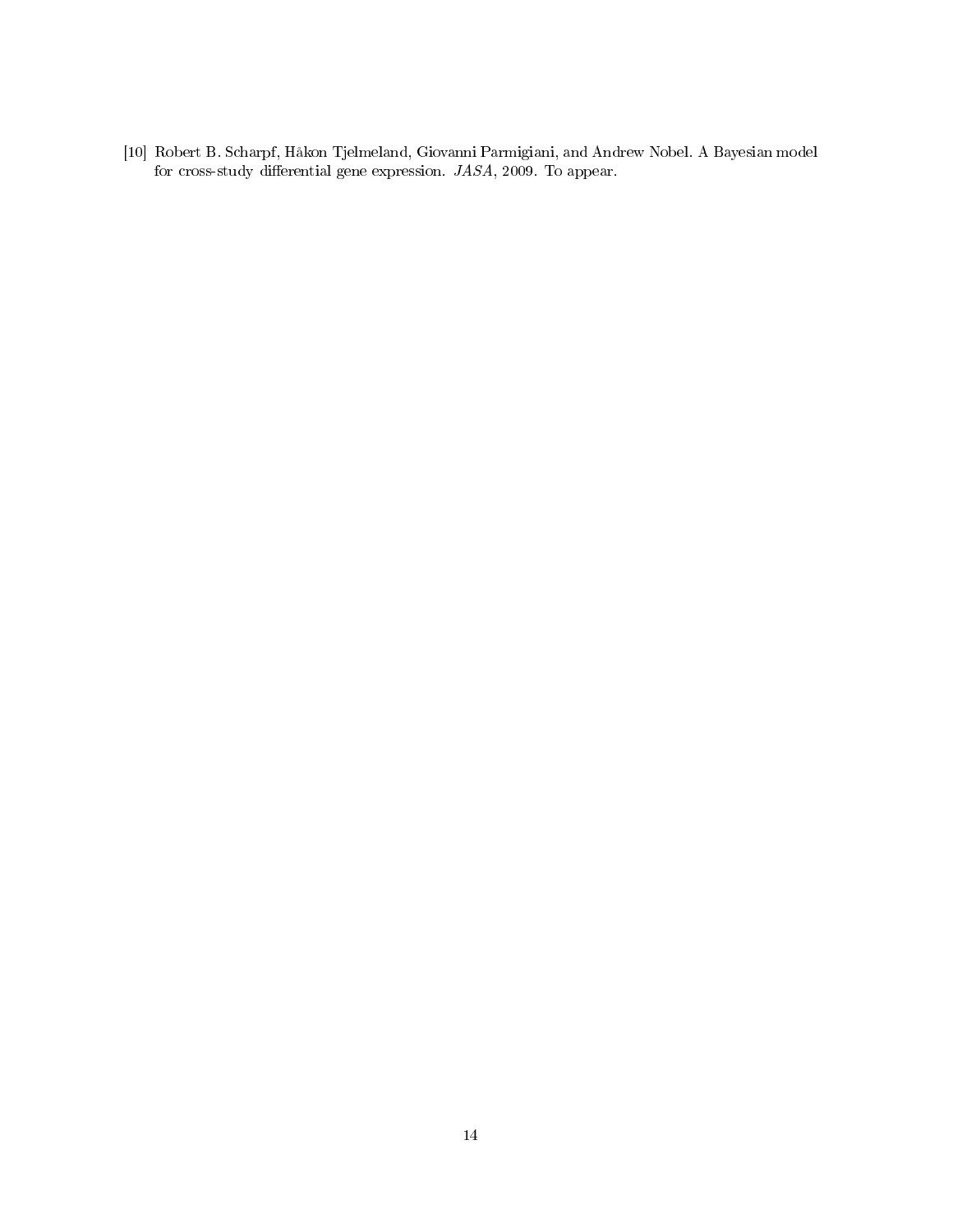[10] Robert B. Scharpf, Håkon Tjelmeland, Giovanni Parmigiani, and Andrew Nobel. A Bayesian model for cross-study differential gene expression. *JASA*, 2009. To appear.